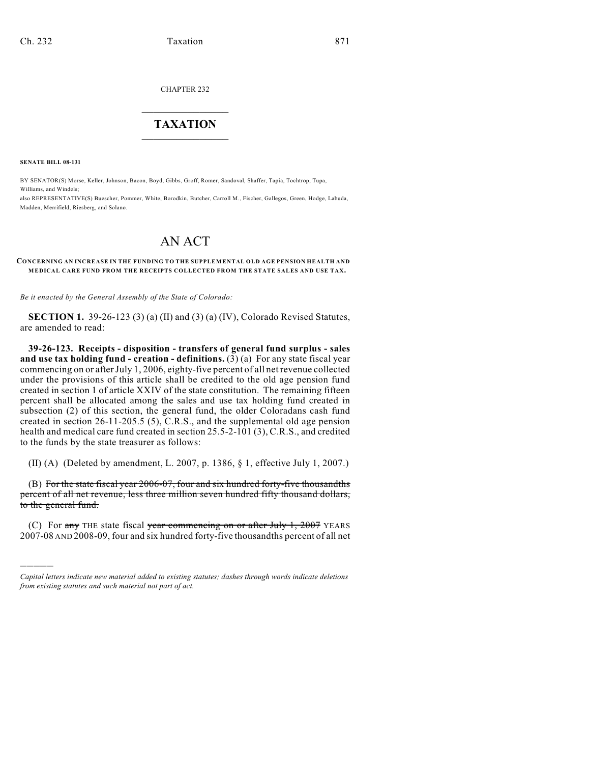CHAPTER 232

# TAXATION

**SENATE BILL 08-131**

BY SENATOR(S) Morse, Keller, Johnson, Bacon, Boyd, Gibbs, Groff, Romer, Sandoval, Shaffer, Tapia, Tochtrop, Tupa, Williams, and Windels;
also REPRESENTATIVE(S) Buescher, Pommer, White, Borodkin, Butcher, Carroll M., Fischer, Gallegos, Green, Hodge, Labuda, Madden, Merrifield, Riesberg, and Solano.

# AN ACT

**CONCERNING AN INCREASE IN THE FUNDING TO THE SUPPLEMENTAL OLD AGE PENSION HEALTH AND MEDICAL CARE FUND FROM THE RECEIPTS COLLECTED FROM THE STATE SALES AND USE TAX.**

*Be it enacted by the General Assembly of the State of Colorado:*

**SECTION 1.** 39-26-123 (3) (a) (II) and (3) (a) (IV), Colorado Revised Statutes, are amended to read:

**39-26-123. Receipts - disposition - transfers of general fund surplus - sales and use tax holding fund - creation - definitions.** (3) (a) For any state fiscal year commencing on or after July 1, 2006, eighty-five percent of all net revenue collected under the provisions of this article shall be credited to the old age pension fund created in section 1 of article XXIV of the state constitution. The remaining fifteen percent shall be allocated among the sales and use tax holding fund created in subsection (2) of this section, the general fund, the older Coloradans cash fund created in section 26-11-205.5 (5), C.R.S., and the supplemental old age pension health and medical care fund created in section 25.5-2-101 (3), C.R.S., and credited to the funds by the state treasurer as follows:

(II) (A) (Deleted by amendment, L. 2007, p. 1386, § 1, effective July 1, 2007.)

(B) ~~For the state fiscal year 2006-07, four and six hundred forty-five thousandths percent of all net revenue, less three million seven hundred fifty thousand dollars, to the general fund.~~

(C) For ~~any~~ THE state fiscal ~~year commencing on or after July 1, 2007~~ YEARS 2007-08 AND 2008-09, four and six hundred forty-five thousandths percent of all net

---

*Capital letters indicate new material added to existing statutes; dashes through words indicate deletions from existing statutes and such material not part of act.*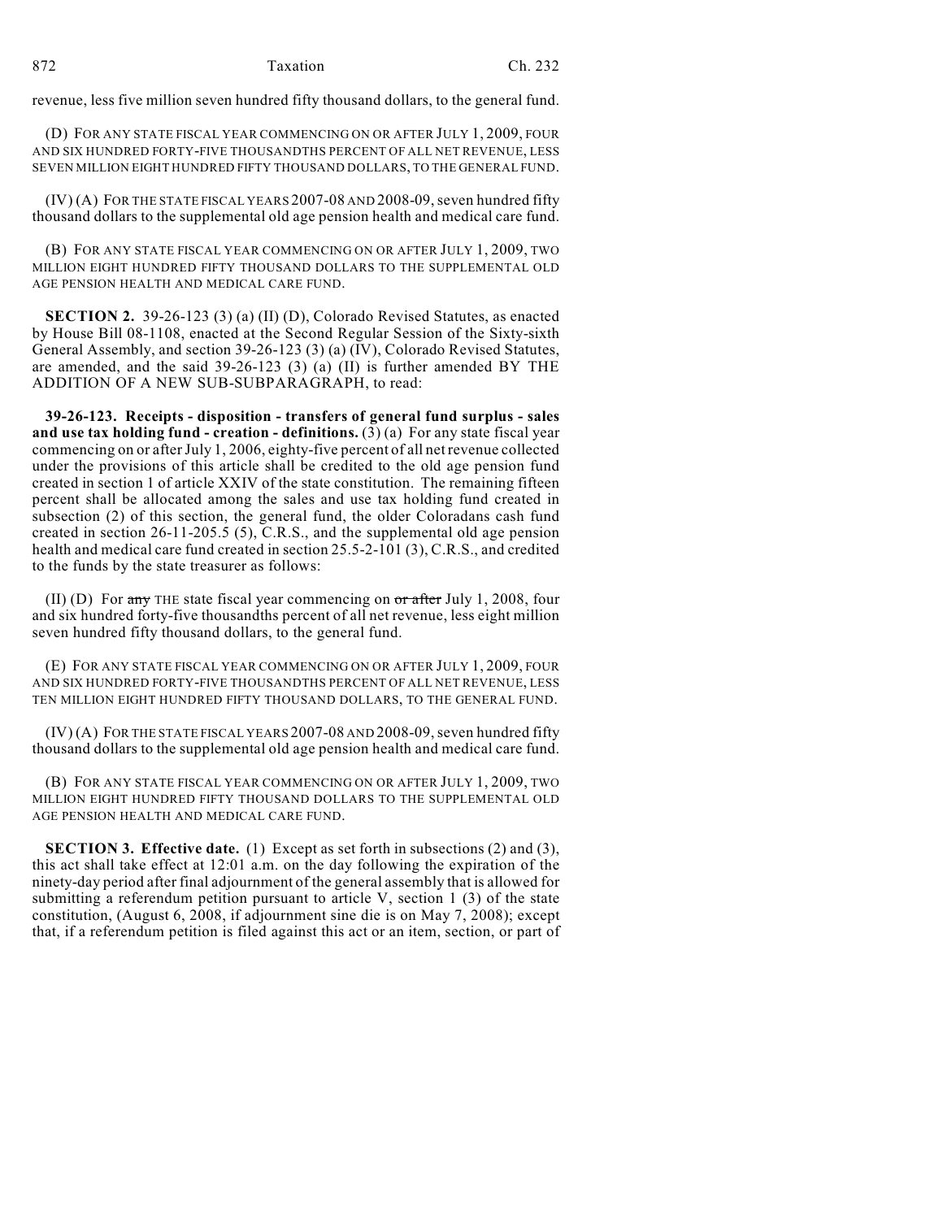revenue, less five million seven hundred fifty thousand dollars, to the general fund.

(D) FOR ANY STATE FISCAL YEAR COMMENCING ON OR AFTER JULY 1, 2009, FOUR AND SIX HUNDRED FORTY-FIVE THOUSANDTHS PERCENT OF ALL NET REVENUE, LESS SEVEN MILLION EIGHT HUNDRED FIFTY THOUSAND DOLLARS, TO THE GENERAL FUND.

(IV) (A) FOR THE STATE FISCAL YEARS 2007-08 AND 2008-09, seven hundred fifty thousand dollars to the supplemental old age pension health and medical care fund.

(B) FOR ANY STATE FISCAL YEAR COMMENCING ON OR AFTER JULY 1, 2009, TWO MILLION EIGHT HUNDRED FIFTY THOUSAND DOLLARS TO THE SUPPLEMENTAL OLD AGE PENSION HEALTH AND MEDICAL CARE FUND.

**SECTION 2.** 39-26-123 (3) (a) (II) (D), Colorado Revised Statutes, as enacted by House Bill 08-1108, enacted at the Second Regular Session of the Sixty-sixth General Assembly, and section 39-26-123 (3) (a) (IV), Colorado Revised Statutes, are amended, and the said 39-26-123 (3) (a) (II) is further amended BY THE ADDITION OF A NEW SUB-SUBPARAGRAPH, to read:

**39-26-123. Receipts - disposition - transfers of general fund surplus - sales and use tax holding fund - creation - definitions.** (3) (a) For any state fiscal year commencing on or after July 1, 2006, eighty-five percent of all net revenue collected under the provisions of this article shall be credited to the old age pension fund created in section 1 of article XXIV of the state constitution. The remaining fifteen percent shall be allocated among the sales and use tax holding fund created in subsection (2) of this section, the general fund, the older Coloradans cash fund created in section 26-11-205.5 (5), C.R.S., and the supplemental old age pension health and medical care fund created in section 25.5-2-101 (3), C.R.S., and credited to the funds by the state treasurer as follows:

(II) (D) For ~~any~~ THE state fiscal year commencing on ~~or after~~ July 1, 2008, four and six hundred forty-five thousandths percent of all net revenue, less eight million seven hundred fifty thousand dollars, to the general fund.

(E) FOR ANY STATE FISCAL YEAR COMMENCING ON OR AFTER JULY 1, 2009, FOUR AND SIX HUNDRED FORTY-FIVE THOUSANDTHS PERCENT OF ALL NET REVENUE, LESS TEN MILLION EIGHT HUNDRED FIFTY THOUSAND DOLLARS, TO THE GENERAL FUND.

(IV) (A) FOR THE STATE FISCAL YEARS 2007-08 AND 2008-09, seven hundred fifty thousand dollars to the supplemental old age pension health and medical care fund.

(B) FOR ANY STATE FISCAL YEAR COMMENCING ON OR AFTER JULY 1, 2009, TWO MILLION EIGHT HUNDRED FIFTY THOUSAND DOLLARS TO THE SUPPLEMENTAL OLD AGE PENSION HEALTH AND MEDICAL CARE FUND.

**SECTION 3. Effective date.** (1) Except as set forth in subsections (2) and (3), this act shall take effect at 12:01 a.m. on the day following the expiration of the ninety-day period after final adjournment of the general assembly that is allowed for submitting a referendum petition pursuant to article V, section 1 (3) of the state constitution, (August 6, 2008, if adjournment sine die is on May 7, 2008); except that, if a referendum petition is filed against this act or an item, section, or part of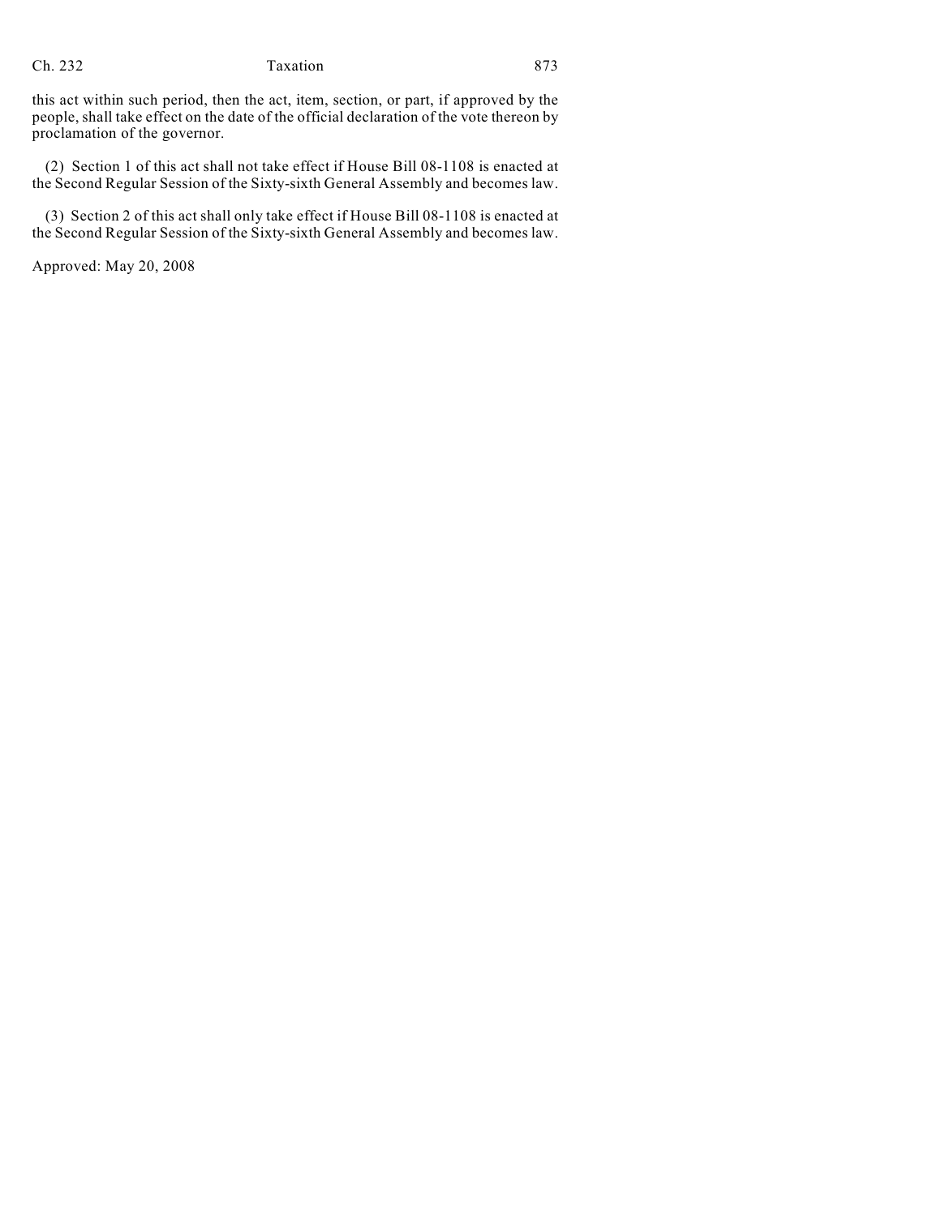this act within such period, then the act, item, section, or part, if approved by the people, shall take effect on the date of the official declaration of the vote thereon by proclamation of the governor.

(2) Section 1 of this act shall not take effect if House Bill 08-1108 is enacted at the Second Regular Session of the Sixty-sixth General Assembly and becomes law.

(3) Section 2 of this act shall only take effect if House Bill 08-1108 is enacted at the Second Regular Session of the Sixty-sixth General Assembly and becomes law.

Approved: May 20, 2008